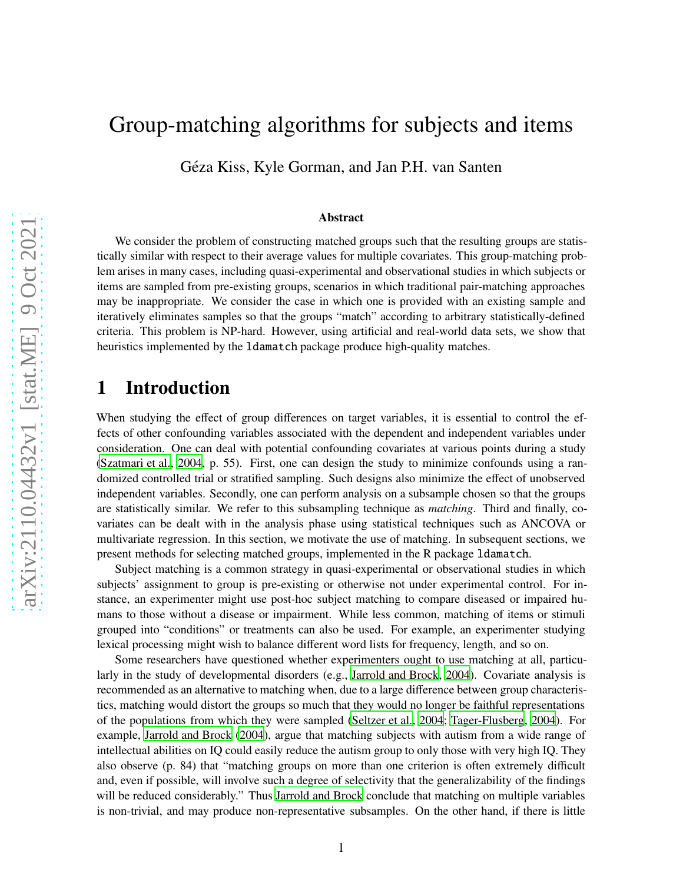# Group-matching algorithms for subjects and items

Géza Kiss, Kyle Gorman, and Jan P.H. van Santen

### Abstract

We consider the problem of constructing matched groups such that the resulting groups are statistically similar with respect to their average values for multiple covariates. This group-matching problem arises in many cases, including quasi-experimental and observational studies in which subjects or items are sampled from pre-existing groups, scenarios in which traditional pair-matching approaches may be inappropriate. We consider the case in which one is provided with an existing sample and iteratively eliminates samples so that the groups "match" according to arbitrary statistically-defined criteria. This problem is NP-hard. However, using artificial and real-world data sets, we show that heuristics implemented by the `ldamatch` package produce high-quality matches.

## 1 Introduction

When studying the effect of group differences on target variables, it is essential to control the effects of other confounding variables associated with the dependent and independent variables under consideration. One can deal with potential confounding covariates at various points during a study (Szatmari et al., 2004, p. 55). First, one can design the study to minimize confounds using a randomized controlled trial or stratified sampling. Such designs also minimize the effect of unobserved independent variables. Secondly, one can perform analysis on a subsample chosen so that the groups are statistically similar. We refer to this subsampling technique as *matching*. Third and finally, covariates can be dealt with in the analysis phase using statistical techniques such as ANCOVA or multivariate regression. In this section, we motivate the use of matching. In subsequent sections, we present methods for selecting matched groups, implemented in the R package `ldamatch`.

Subject matching is a common strategy in quasi-experimental or observational studies in which subjects' assignment to group is pre-existing or otherwise not under experimental control. For instance, an experimenter might use post-hoc subject matching to compare diseased or impaired humans to those without a disease or impairment. While less common, matching of items or stimuli grouped into "conditions" or treatments can also be used. For example, an experimenter studying lexical processing might wish to balance different word lists for frequency, length, and so on.

Some researchers have questioned whether experimenters ought to use matching at all, particularly in the study of developmental disorders (e.g., Jarrold and Brock, 2004). Covariate analysis is recommended as an alternative to matching when, due to a large difference between group characteristics, matching would distort the groups so much that they would no longer be faithful representations of the populations from which they were sampled (Seltzer et al., 2004; Tager-Flusberg, 2004). For example, Jarrold and Brock (2004), argue that matching subjects with autism from a wide range of intellectual abilities on IQ could easily reduce the autism group to only those with very high IQ. They also observe (p. 84) that "matching groups on more than one criterion is often extremely difficult and, even if possible, will involve such a degree of selectivity that the generalizability of the findings will be reduced considerably." Thus Jarrold and Brock conclude that matching on multiple variables is non-trivial, and may produce non-representative subsamples. On the other hand, if there is little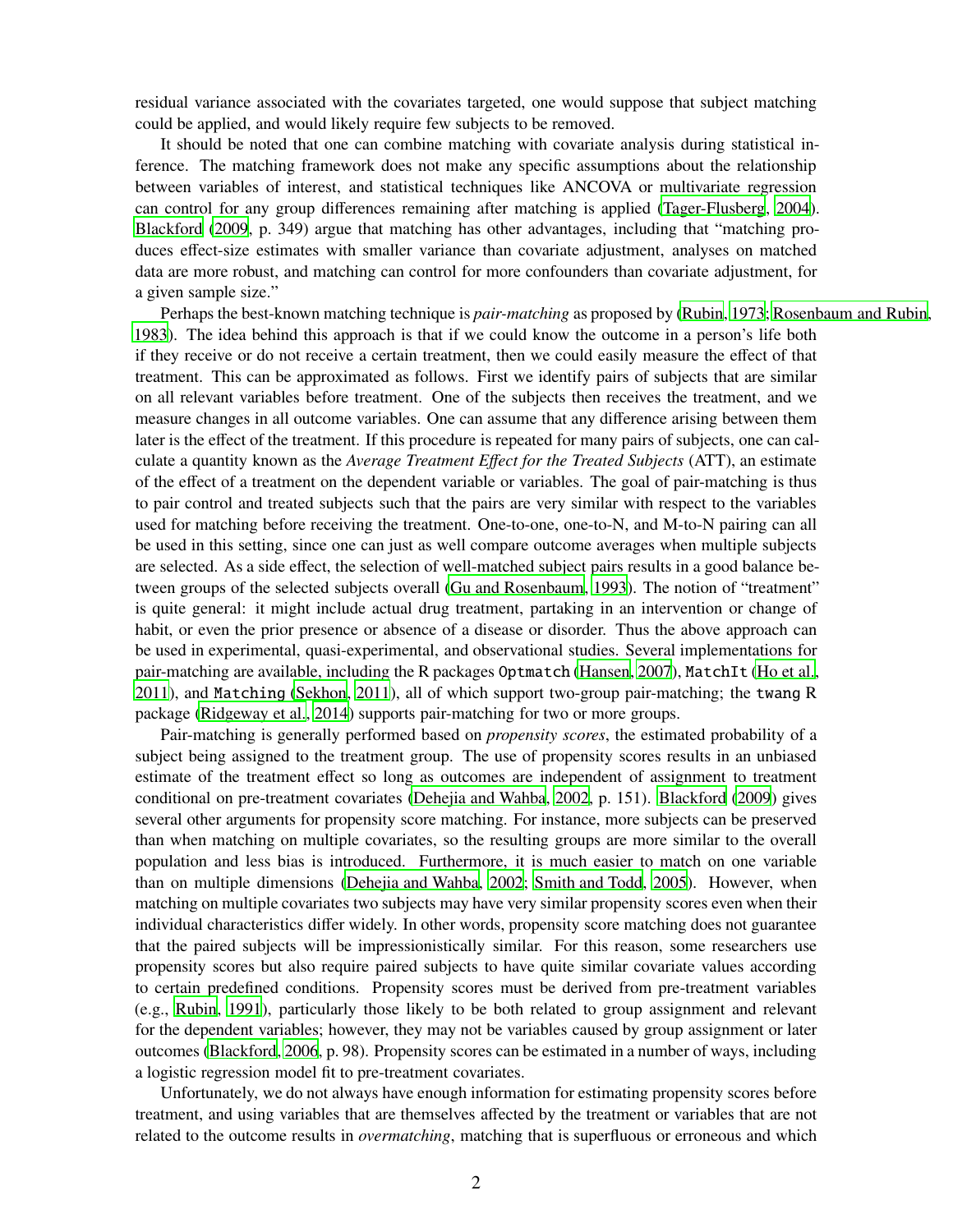residual variance associated with the covariates targeted, one would suppose that subject matching could be applied, and would likely require few subjects to be removed.

It should be noted that one can combine matching with covariate analysis during statistical inference. The matching framework does not make any specific assumptions about the relationship between variables of interest, and statistical techniques like ANCOVA or multivariate regression can control for any group differences remaining after matching is applied (Tager-Flusberg, 2004). Blackford (2009, p. 349) argue that matching has other advantages, including that "matching produces effect-size estimates with smaller variance than covariate adjustment, analyses on matched data are more robust, and matching can control for more confounders than covariate adjustment, for a given sample size."

Perhaps the best-known matching technique is *pair-matching* as proposed by (Rubin, 1973; Rosenbaum and Rubin, 1983). The idea behind this approach is that if we could know the outcome in a person's life both if they receive or do not receive a certain treatment, then we could easily measure the effect of that treatment. This can be approximated as follows. First we identify pairs of subjects that are similar on all relevant variables before treatment. One of the subjects then receives the treatment, and we measure changes in all outcome variables. One can assume that any difference arising between them later is the effect of the treatment. If this procedure is repeated for many pairs of subjects, one can calculate a quantity known as the *Average Treatment Effect for the Treated Subjects* (ATT), an estimate of the effect of a treatment on the dependent variable or variables. The goal of pair-matching is thus to pair control and treated subjects such that the pairs are very similar with respect to the variables used for matching before receiving the treatment. One-to-one, one-to-N, and M-to-N pairing can all be used in this setting, since one can just as well compare outcome averages when multiple subjects are selected. As a side effect, the selection of well-matched subject pairs results in a good balance between groups of the selected subjects overall (Gu and Rosenbaum, 1993). The notion of "treatment" is quite general: it might include actual drug treatment, partaking in an intervention or change of habit, or even the prior presence or absence of a disease or disorder. Thus the above approach can be used in experimental, quasi-experimental, and observational studies. Several implementations for pair-matching are available, including the R packages `Optmatch` (Hansen, 2007), `MatchIt` (Ho et al., 2011), and `Matching` (Sekhon, 2011), all of which support two-group pair-matching; the `twang` R package (Ridgeway et al., 2014) supports pair-matching for two or more groups.

Pair-matching is generally performed based on *propensity scores*, the estimated probability of a subject being assigned to the treatment group. The use of propensity scores results in an unbiased estimate of the treatment effect so long as outcomes are independent of assignment to treatment conditional on pre-treatment covariates (Dehejia and Wahba, 2002, p. 151). Blackford (2009) gives several other arguments for propensity score matching. For instance, more subjects can be preserved than when matching on multiple covariates, so the resulting groups are more similar to the overall population and less bias is introduced. Furthermore, it is much easier to match on one variable than on multiple dimensions (Dehejia and Wahba, 2002; Smith and Todd, 2005). However, when matching on multiple covariates two subjects may have very similar propensity scores even when their individual characteristics differ widely. In other words, propensity score matching does not guarantee that the paired subjects will be impressionistically similar. For this reason, some researchers use propensity scores but also require paired subjects to have quite similar covariate values according to certain predefined conditions. Propensity scores must be derived from pre-treatment variables (e.g., Rubin, 1991), particularly those likely to be both related to group assignment and relevant for the dependent variables; however, they may not be variables caused by group assignment or later outcomes (Blackford, 2006, p. 98). Propensity scores can be estimated in a number of ways, including a logistic regression model fit to pre-treatment covariates.

Unfortunately, we do not always have enough information for estimating propensity scores before treatment, and using variables that are themselves affected by the treatment or variables that are not related to the outcome results in *overmatching*, matching that is superfluous or erroneous and which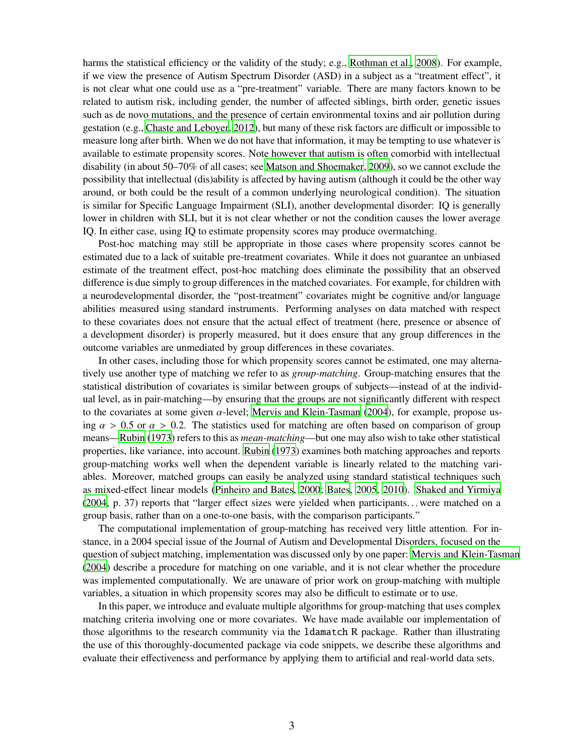harms the statistical efficiency or the validity of the study; e.g., Rothman et al., 2008). For example, if we view the presence of Autism Spectrum Disorder (ASD) in a subject as a "treatment effect", it is not clear what one could use as a "pre-treatment" variable. There are many factors known to be related to autism risk, including gender, the number of affected siblings, birth order, genetic issues such as de novo mutations, and the presence of certain environmental toxins and air pollution during gestation (e.g., Chaste and Leboyer, 2012), but many of these risk factors are difficult or impossible to measure long after birth. When we do not have that information, it may be tempting to use whatever is available to estimate propensity scores. Note however that autism is often comorbid with intellectual disability (in about 50–70% of all cases; see Matson and Shoemaker, 2009), so we cannot exclude the possibility that intellectual (dis)ability is affected by having autism (although it could be the other way around, or both could be the result of a common underlying neurological condition). The situation is similar for Specific Language Impairment (SLI), another developmental disorder: IQ is generally lower in children with SLI, but it is not clear whether or not the condition causes the lower average IQ. In either case, using IQ to estimate propensity scores may produce overmatching.

Post-hoc matching may still be appropriate in those cases where propensity scores cannot be estimated due to a lack of suitable pre-treatment covariates. While it does not guarantee an unbiased estimate of the treatment effect, post-hoc matching does eliminate the possibility that an observed difference is due simply to group differences in the matched covariates. For example, for children with a neurodevelopmental disorder, the "post-treatment" covariates might be cognitive and/or language abilities measured using standard instruments. Performing analyses on data matched with respect to these covariates does not ensure that the actual effect of treatment (here, presence or absence of a development disorder) is properly measured, but it does ensure that any group differences in the outcome variables are unmediated by group differences in these covariates.

In other cases, including those for which propensity scores cannot be estimated, one may alternatively use another type of matching we refer to as *group-matching*. Group-matching ensures that the statistical distribution of covariates is similar between groups of subjects—instead of at the individual level, as in pair-matching—by ensuring that the groups are not significantly different with respect to the covariates at some given $\alpha$-level; Mervis and Klein-Tasman (2004), for example, propose using $\alpha > 0.5$ or $\alpha > 0.2$. The statistics used for matching are often based on comparison of group means—Rubin (1973) refers to this as *mean-matching*—but one may also wish to take other statistical properties, like variance, into account. Rubin (1973) examines both matching approaches and reports group-matching works well when the dependent variable is linearly related to the matching variables. Moreover, matched groups can easily be analyzed using standard statistical techniques such as mixed-effect linear models (Pinheiro and Bates, 2000; Bates, 2005, 2010). Shaked and Yirmiya (2004, p. 37) reports that "larger effect sizes were yielded when participants... were matched on a group basis, rather than on a one-to-one basis, with the comparison participants."

The computational implementation of group-matching has received very little attention. For instance, in a 2004 special issue of the Journal of Autism and Developmental Disorders, focused on the question of subject matching, implementation was discussed only by one paper: Mervis and Klein-Tasman (2004) describe a procedure for matching on one variable, and it is not clear whether the procedure was implemented computationally. We are unaware of prior work on group-matching with multiple variables, a situation in which propensity scores may also be difficult to estimate or to use.

In this paper, we introduce and evaluate multiple algorithms for group-matching that uses complex matching criteria involving one or more covariates. We have made available our implementation of those algorithms to the research community via the `ldamatch` R package. Rather than illustrating the use of this thoroughly-documented package via code snippets, we describe these algorithms and evaluate their effectiveness and performance by applying them to artificial and real-world data sets.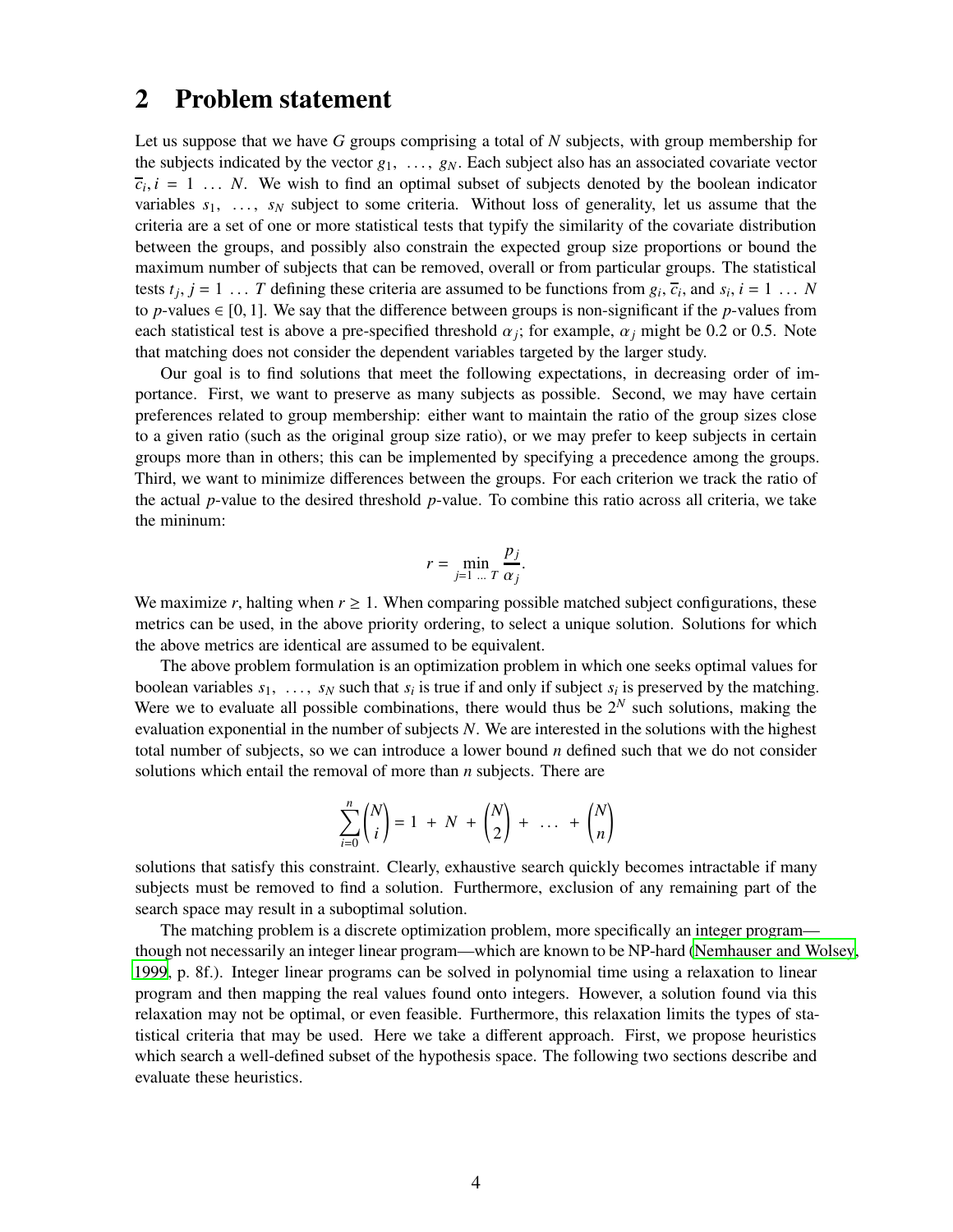## 2 Problem statement

Let us suppose that we have $G$ groups comprising a total of $N$ subjects, with group membership for the subjects indicated by the vector $g_1, \ldots, g_N$. Each subject also has an associated covariate vector $\overline{c}_i, i = 1 \ldots N$. We wish to find an optimal subset of subjects denoted by the boolean indicator variables $s_1, \ldots, s_N$ subject to some criteria. Without loss of generality, let us assume that the criteria are a set of one or more statistical tests that typify the similarity of the covariate distribution between the groups, and possibly also constrain the expected group size proportions or bound the maximum number of subjects that can be removed, overall or from particular groups. The statistical tests $t_j, j = 1 \ldots T$ defining these criteria are assumed to be functions from $g_i$, $\overline{c}_i$, and $s_i$, $i = 1 \ldots N$ to $p$-values $\in [0, 1]$. We say that the difference between groups is non-significant if the $p$-values from each statistical test is above a pre-specified threshold $\alpha_j$; for example, $\alpha_j$ might be 0.2 or 0.5. Note that matching does not consider the dependent variables targeted by the larger study.

Our goal is to find solutions that meet the following expectations, in decreasing order of importance. First, we want to preserve as many subjects as possible. Second, we may have certain preferences related to group membership: either want to maintain the ratio of the group sizes close to a given ratio (such as the original group size ratio), or we may prefer to keep subjects in certain groups more than in others; this can be implemented by specifying a precedence among the groups. Third, we want to minimize differences between the groups. For each criterion we track the ratio of the actual $p$-value to the desired threshold $p$-value. To combine this ratio across all criteria, we take the mininum:

$$r = \min_{j=1 \ldots T} \frac{p_j}{\alpha_j}.$$

We maximize $r$, halting when $r \geq 1$. When comparing possible matched subject configurations, these metrics can be used, in the above priority ordering, to select a unique solution. Solutions for which the above metrics are identical are assumed to be equivalent.

The above problem formulation is an optimization problem in which one seeks optimal values for boolean variables $s_1, \ldots, s_N$ such that $s_i$ is true if and only if subject $s_i$ is preserved by the matching. Were we to evaluate all possible combinations, there would thus be $2^N$ such solutions, making the evaluation exponential in the number of subjects $N$. We are interested in the solutions with the highest total number of subjects, so we can introduce a lower bound $n$ defined such that we do not consider solutions which entail the removal of more than $n$ subjects. There are

$$\sum_{i=0}^{n} \binom{N}{i} = 1 + N + \binom{N}{2} + \ldots + \binom{N}{n}$$

solutions that satisfy this constraint. Clearly, exhaustive search quickly becomes intractable if many subjects must be removed to find a solution. Furthermore, exclusion of any remaining part of the search space may result in a suboptimal solution.

The matching problem is a discrete optimization problem, more specifically an integer program—though not necessarily an integer linear program—which are known to be NP-hard (Nemhauser and Wolsey, 1999, p. 8f.). Integer linear programs can be solved in polynomial time using a relaxation to linear program and then mapping the real values found onto integers. However, a solution found via this relaxation may not be optimal, or even feasible. Furthermore, this relaxation limits the types of statistical criteria that may be used. Here we take a different approach. First, we propose heuristics which search a well-defined subset of the hypothesis space. The following two sections describe and evaluate these heuristics.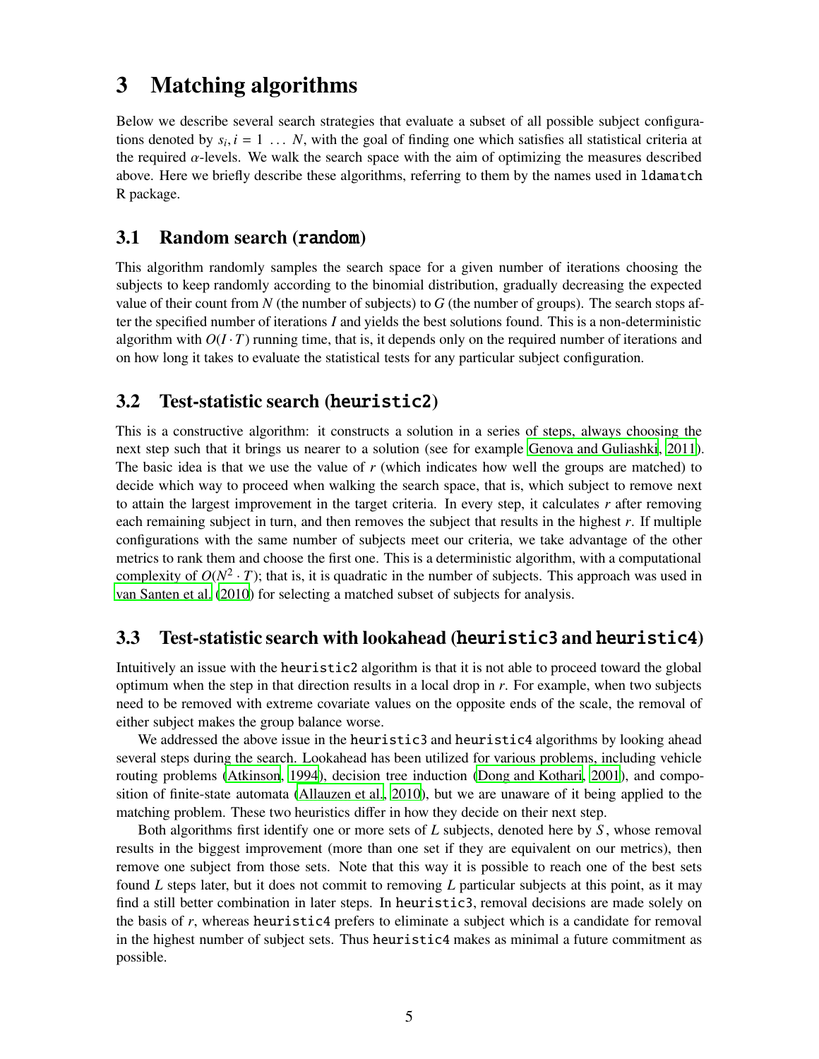# 3 Matching algorithms

Below we describe several search strategies that evaluate a subset of all possible subject configurations denoted by $s_i, i = 1 \ldots N$, with the goal of finding one which satisfies all statistical criteria at the required $\alpha$-levels. We walk the search space with the aim of optimizing the measures described above. Here we briefly describe these algorithms, referring to them by the names used in `ldamatch` R package.

## 3.1 Random search (`random`)

This algorithm randomly samples the search space for a given number of iterations choosing the subjects to keep randomly according to the binomial distribution, gradually decreasing the expected value of their count from $N$ (the number of subjects) to $G$ (the number of groups). The search stops after the specified number of iterations $I$ and yields the best solutions found. This is a non-deterministic algorithm with $O(I \cdot T)$ running time, that is, it depends only on the required number of iterations and on how long it takes to evaluate the statistical tests for any particular subject configuration.

## 3.2 Test-statistic search (`heuristic2`)

This is a constructive algorithm: it constructs a solution in a series of steps, always choosing the next step such that it brings us nearer to a solution (see for example Genova and Guliashki, 2011). The basic idea is that we use the value of $r$ (which indicates how well the groups are matched) to decide which way to proceed when walking the search space, that is, which subject to remove next to attain the largest improvement in the target criteria. In every step, it calculates $r$ after removing each remaining subject in turn, and then removes the subject that results in the highest $r$. If multiple configurations with the same number of subjects meet our criteria, we take advantage of the other metrics to rank them and choose the first one. This is a deterministic algorithm, with a computational complexity of $O(N^2 \cdot T)$; that is, it is quadratic in the number of subjects. This approach was used in van Santen et al. (2010) for selecting a matched subset of subjects for analysis.

## 3.3 Test-statistic search with lookahead (`heuristic3` and `heuristic4`)

Intuitively an issue with the `heuristic2` algorithm is that it is not able to proceed toward the global optimum when the step in that direction results in a local drop in $r$. For example, when two subjects need to be removed with extreme covariate values on the opposite ends of the scale, the removal of either subject makes the group balance worse.

We addressed the above issue in the `heuristic3` and `heuristic4` algorithms by looking ahead several steps during the search. Lookahead has been utilized for various problems, including vehicle routing problems (Atkinson, 1994), decision tree induction (Dong and Kothari, 2001), and composition of finite-state automata (Allauzen et al., 2010), but we are unaware of it being applied to the matching problem. These two heuristics differ in how they decide on their next step.

Both algorithms first identify one or more sets of $L$ subjects, denoted here by $S$, whose removal results in the biggest improvement (more than one set if they are equivalent on our metrics), then remove one subject from those sets. Note that this way it is possible to reach one of the best sets found $L$ steps later, but it does not commit to removing $L$ particular subjects at this point, as it may find a still better combination in later steps. In `heuristic3`, removal decisions are made solely on the basis of $r$, whereas `heuristic4` prefers to eliminate a subject which is a candidate for removal in the highest number of subject sets. Thus `heuristic4` makes as minimal a future commitment as possible.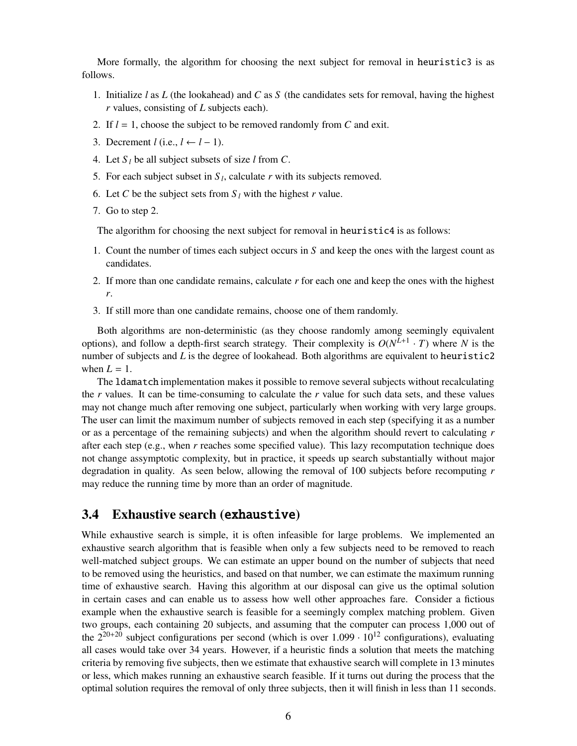More formally, the algorithm for choosing the next subject for removal in `heuristic3` is as follows.

1. Initialize $l$ as $L$ (the lookahead) and $C$ as $S$ (the candidates sets for removal, having the highest $r$ values, consisting of $L$ subjects each).
2. If $l = 1$, choose the subject to be removed randomly from $C$ and exit.
3. Decrement $l$ (i.e., $l \leftarrow l - 1$).
4. Let $S_l$ be all subject subsets of size $l$ from $C$.
5. For each subject subset in $S_l$, calculate $r$ with its subjects removed.
6. Let $C$ be the subject sets from $S_l$ with the highest $r$ value.
7. Go to step 2.

The algorithm for choosing the next subject for removal in `heuristic4` is as follows:

1. Count the number of times each subject occurs in $S$ and keep the ones with the largest count as candidates.
2. If more than one candidate remains, calculate $r$ for each one and keep the ones with the highest $r$.
3. If still more than one candidate remains, choose one of them randomly.

Both algorithms are non-deterministic (as they choose randomly among seemingly equivalent options), and follow a depth-first search strategy. Their complexity is $O(N^{L+1} \cdot T)$ where $N$ is the number of subjects and $L$ is the degree of lookahead. Both algorithms are equivalent to `heuristic2` when $L = 1$.

The `ldamatch` implementation makes it possible to remove several subjects without recalculating the $r$ values. It can be time-consuming to calculate the $r$ value for such data sets, and these values may not change much after removing one subject, particularly when working with very large groups. The user can limit the maximum number of subjects removed in each step (specifying it as a number or as a percentage of the remaining subjects) and when the algorithm should revert to calculating $r$ after each step (e.g., when $r$ reaches some specified value). This lazy recomputation technique does not change assymptotic complexity, but in practice, it speeds up search substantially without major degradation in quality. As seen below, allowing the removal of 100 subjects before recomputing $r$ may reduce the running time by more than an order of magnitude.

## 3.4 Exhaustive search (`exhaustive`)

While exhaustive search is simple, it is often infeasible for large problems. We implemented an exhaustive search algorithm that is feasible when only a few subjects need to be removed to reach well-matched subject groups. We can estimate an upper bound on the number of subjects that need to be removed using the heuristics, and based on that number, we can estimate the maximum running time of exhaustive search. Having this algorithm at our disposal can give us the optimal solution in certain cases and can enable us to assess how well other approaches fare. Consider a fictious example when the exhaustive search is feasible for a seemingly complex matching problem. Given two groups, each containing 20 subjects, and assuming that the computer can process 1,000 out of the $2^{20+20}$ subject configurations per second (which is over $1.099 \cdot 10^{12}$ configurations), evaluating all cases would take over 34 years. However, if a heuristic finds a solution that meets the matching criteria by removing five subjects, then we estimate that exhaustive search will complete in 13 minutes or less, which makes running an exhaustive search feasible. If it turns out during the process that the optimal solution requires the removal of only three subjects, then it will finish in less than 11 seconds.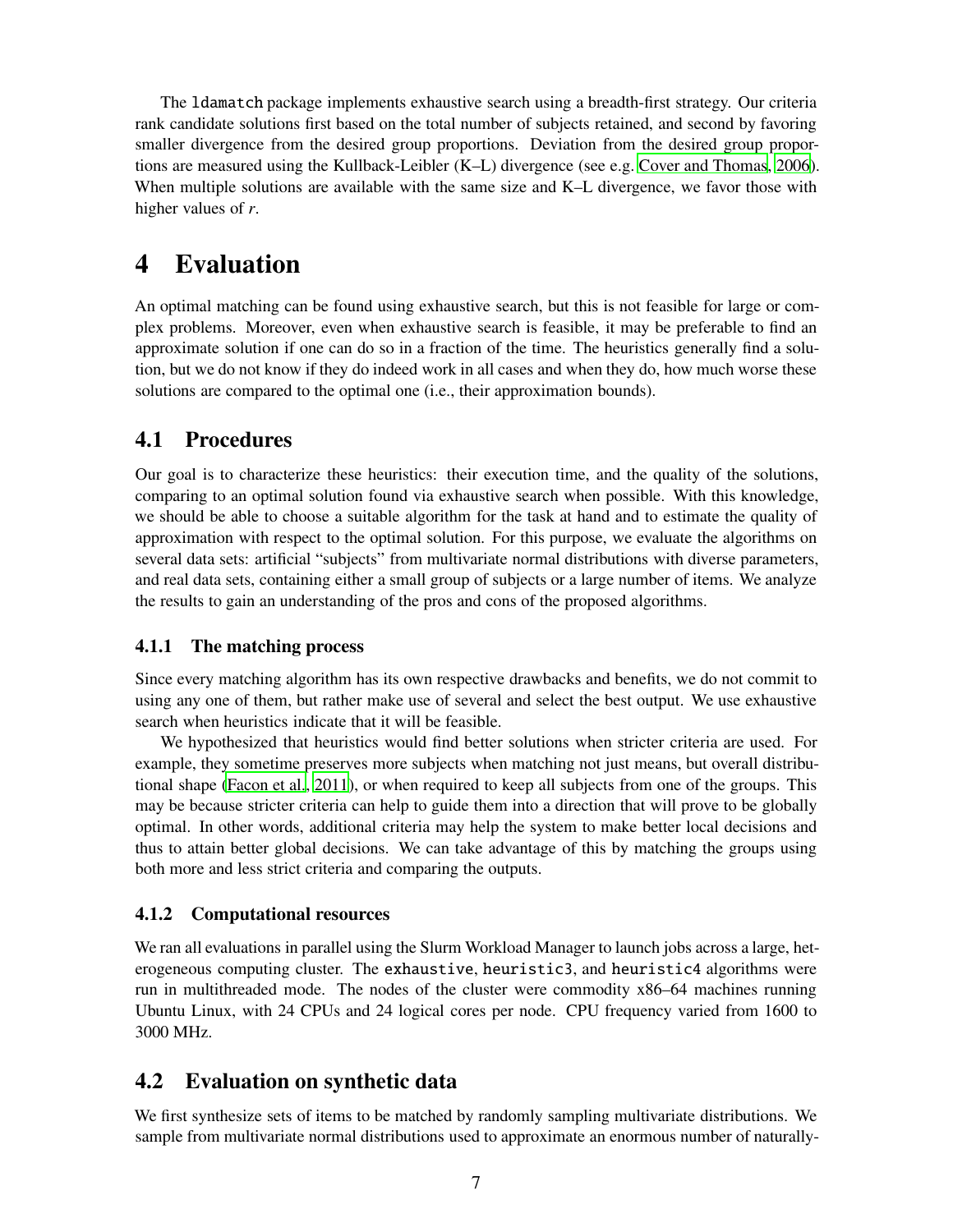The `ldamatch` package implements exhaustive search using a breadth-first strategy. Our criteria rank candidate solutions first based on the total number of subjects retained, and second by favoring smaller divergence from the desired group proportions. Deviation from the desired group proportions are measured using the Kullback-Leibler (K–L) divergence (see e.g. Cover and Thomas, 2006). When multiple solutions are available with the same size and K–L divergence, we favor those with higher values of $r$.

# 4 Evaluation

An optimal matching can be found using exhaustive search, but this is not feasible for large or complex problems. Moreover, even when exhaustive search is feasible, it may be preferable to find an approximate solution if one can do so in a fraction of the time. The heuristics generally find a solution, but we do not know if they do indeed work in all cases and when they do, how much worse these solutions are compared to the optimal one (i.e., their approximation bounds).

## 4.1 Procedures

Our goal is to characterize these heuristics: their execution time, and the quality of the solutions, comparing to an optimal solution found via exhaustive search when possible. With this knowledge, we should be able to choose a suitable algorithm for the task at hand and to estimate the quality of approximation with respect to the optimal solution. For this purpose, we evaluate the algorithms on several data sets: artificial "subjects" from multivariate normal distributions with diverse parameters, and real data sets, containing either a small group of subjects or a large number of items. We analyze the results to gain an understanding of the pros and cons of the proposed algorithms.

### 4.1.1 The matching process

Since every matching algorithm has its own respective drawbacks and benefits, we do not commit to using any one of them, but rather make use of several and select the best output. We use exhaustive search when heuristics indicate that it will be feasible.

We hypothesized that heuristics would find better solutions when stricter criteria are used. For example, they sometime preserves more subjects when matching not just means, but overall distributional shape (Facon et al., 2011), or when required to keep all subjects from one of the groups. This may be because stricter criteria can help to guide them into a direction that will prove to be globally optimal. In other words, additional criteria may help the system to make better local decisions and thus to attain better global decisions. We can take advantage of this by matching the groups using both more and less strict criteria and comparing the outputs.

### 4.1.2 Computational resources

We ran all evaluations in parallel using the Slurm Workload Manager to launch jobs across a large, heterogeneous computing cluster. The `exhaustive`, `heuristic3`, and `heuristic4` algorithms were run in multithreaded mode. The nodes of the cluster were commodity x86–64 machines running Ubuntu Linux, with 24 CPUs and 24 logical cores per node. CPU frequency varied from 1600 to 3000 MHz.

## 4.2 Evaluation on synthetic data

We first synthesize sets of items to be matched by randomly sampling multivariate distributions. We sample from multivariate normal distributions used to approximate an enormous number of naturally-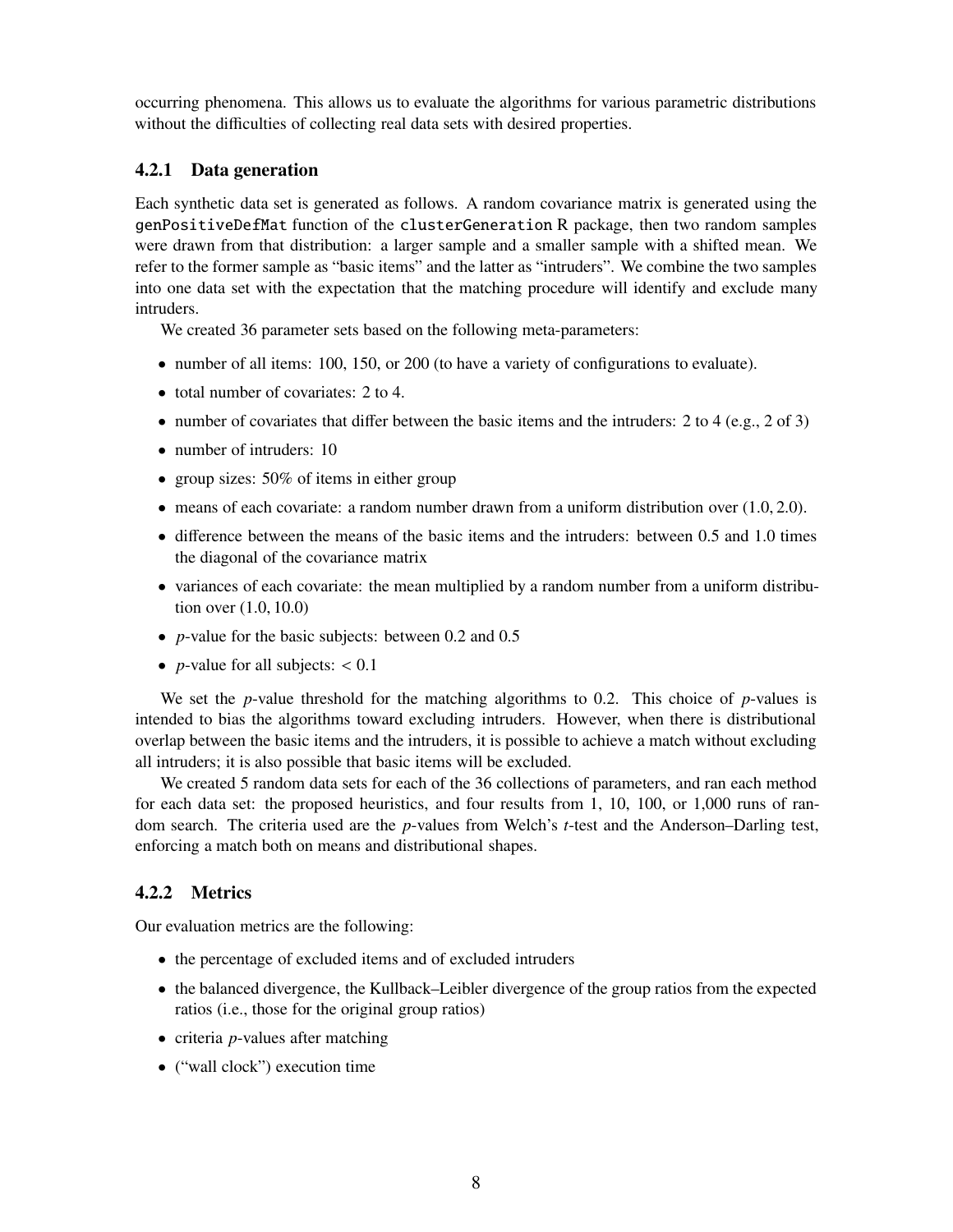occurring phenomena. This allows us to evaluate the algorithms for various parametric distributions without the difficulties of collecting real data sets with desired properties.

### 4.2.1 Data generation

Each synthetic data set is generated as follows. A random covariance matrix is generated using the `genPositiveDefMat` function of the `clusterGeneration` R package, then two random samples were drawn from that distribution: a larger sample and a smaller sample with a shifted mean. We refer to the former sample as "basic items" and the latter as "intruders". We combine the two samples into one data set with the expectation that the matching procedure will identify and exclude many intruders.

We created 36 parameter sets based on the following meta-parameters:

- number of all items: 100, 150, or 200 (to have a variety of configurations to evaluate).
- total number of covariates: 2 to 4.
- number of covariates that differ between the basic items and the intruders: 2 to 4 (e.g., 2 of 3)
- number of intruders: 10
- group sizes: 50% of items in either group
- means of each covariate: a random number drawn from a uniform distribution over $(1.0, 2.0)$.
- difference between the means of the basic items and the intruders: between 0.5 and 1.0 times the diagonal of the covariance matrix
- variances of each covariate: the mean multiplied by a random number from a uniform distribution over $(1.0, 10.0)$
- $p$-value for the basic subjects: between 0.2 and 0.5
- $p$-value for all subjects: $< 0.1$

We set the $p$-value threshold for the matching algorithms to 0.2. This choice of $p$-values is intended to bias the algorithms toward excluding intruders. However, when there is distributional overlap between the basic items and the intruders, it is possible to achieve a match without excluding all intruders; it is also possible that basic items will be excluded.

We created 5 random data sets for each of the 36 collections of parameters, and ran each method for each data set: the proposed heuristics, and four results from 1, 10, 100, or 1,000 runs of random search. The criteria used are the $p$-values from Welch's $t$-test and the Anderson–Darling test, enforcing a match both on means and distributional shapes.

### 4.2.2 Metrics

Our evaluation metrics are the following:

- the percentage of excluded items and of excluded intruders
- the balanced divergence, the Kullback–Leibler divergence of the group ratios from the expected ratios (i.e., those for the original group ratios)
- criteria $p$-values after matching
- ("wall clock") execution time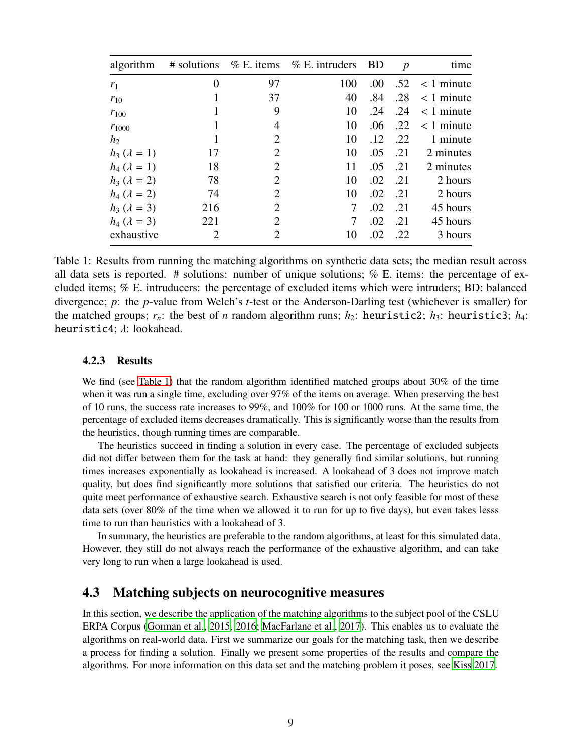| algorithm | # solutions | % E. items | % E. intruders | BD | $p$ | time |
|---|---|---|---|---|---|---|
| $r_1$ | 0 | 97 | 100 | .00 | .52 | < 1 minute |
| $r_{10}$ | 1 | 37 | 40 | .84 | .28 | < 1 minute |
| $r_{100}$ | 1 | 9 | 10 | .24 | .24 | < 1 minute |
| $r_{1000}$ | 1 | 4 | 10 | .06 | .22 | < 1 minute |
| $h_2$ | 1 | 2 | 10 | .12 | .22 | 1 minute |
| $h_3$ ($\lambda = 1$) | 17 | 2 | 10 | .05 | .21 | 2 minutes |
| $h_4$ ($\lambda = 1$) | 18 | 2 | 11 | .05 | .21 | 2 minutes |
| $h_3$ ($\lambda = 2$) | 78 | 2 | 10 | .02 | .21 | 2 hours |
| $h_4$ ($\lambda = 2$) | 74 | 2 | 10 | .02 | .21 | 2 hours |
| $h_3$ ($\lambda = 3$) | 216 | 2 | 7 | .02 | .21 | 45 hours |
| $h_4$ ($\lambda = 3$) | 221 | 2 | 7 | .02 | .21 | 45 hours |
| exhaustive | 2 | 2 | 10 | .02 | .22 | 3 hours |

Table 1: Results from running the matching algorithms on synthetic data sets; the median result across all data sets is reported. # solutions: number of unique solutions; % E. items: the percentage of excluded items; % E. intruducers: the percentage of excluded items which were intruders; BD: balanced divergence; $p$: the $p$-value from Welch's $t$-test or the Anderson-Darling test (whichever is smaller) for the matched groups; $r_n$: the best of $n$ random algorithm runs; $h_2$: `heuristic2`; $h_3$: `heuristic3`; $h_4$: `heuristic4`; $\lambda$: lookahead.

#### 4.2.3 Results

We find (see Table 1) that the random algorithm identified matched groups about 30% of the time when it was run a single time, excluding over 97% of the items on average. When preserving the best of 10 runs, the success rate increases to 99%, and 100% for 100 or 1000 runs. At the same time, the percentage of excluded items decreases dramatically. This is significantly worse than the results from the heuristics, though running times are comparable.

The heuristics succeed in finding a solution in every case. The percentage of excluded subjects did not differ between them for the task at hand: they generally find similar solutions, but running times increases exponentially as lookahead is increased. A lookahead of 3 does not improve match quality, but does find significantly more solutions that satisfied our criteria. The heuristics do not quite meet performance of exhaustive search. Exhaustive search is not only feasible for most of these data sets (over 80% of the time when we allowed it to run for up to five days), but even takes lesss time to run than heuristics with a lookahead of 3.

In summary, the heuristics are preferable to the random algorithms, at least for this simulated data. However, they still do not always reach the performance of the exhaustive algorithm, and can take very long to run when a large lookahead is used.

## 4.3 Matching subjects on neurocognitive measures

In this section, we describe the application of the matching algorithms to the subject pool of the CSLU ERPA Corpus (Gorman et al., 2015, 2016; MacFarlane et al., 2017). This enables us to evaluate the algorithms on real-world data. First we summarize our goals for the matching task, then we describe a process for finding a solution. Finally we present some properties of the results and compare the algorithms. For more information on this data set and the matching problem it poses, see Kiss 2017.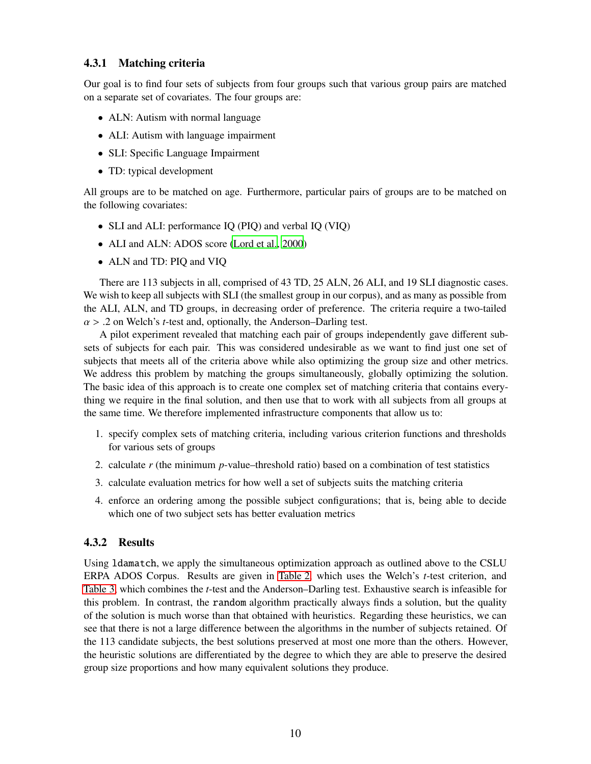### 4.3.1 Matching criteria

Our goal is to find four sets of subjects from four groups such that various group pairs are matched on a separate set of covariates. The four groups are:

- ALN: Autism with normal language
- ALI: Autism with language impairment
- SLI: Specific Language Impairment
- TD: typical development

All groups are to be matched on age. Furthermore, particular pairs of groups are to be matched on the following covariates:

- SLI and ALI: performance IQ (PIQ) and verbal IQ (VIQ)
- ALI and ALN: ADOS score (Lord et al., 2000)
- ALN and TD: PIQ and VIQ

There are 113 subjects in all, comprised of 43 TD, 25 ALN, 26 ALI, and 19 SLI diagnostic cases. We wish to keep all subjects with SLI (the smallest group in our corpus), and as many as possible from the ALI, ALN, and TD groups, in decreasing order of preference. The criteria require a two-tailed $\alpha > .2$ on Welch's $t$-test and, optionally, the Anderson–Darling test.

A pilot experiment revealed that matching each pair of groups independently gave different subsets of subjects for each pair. This was considered undesirable as we want to find just one set of subjects that meets all of the criteria above while also optimizing the group size and other metrics. We address this problem by matching the groups simultaneously, globally optimizing the solution. The basic idea of this approach is to create one complex set of matching criteria that contains everything we require in the final solution, and then use that to work with all subjects from all groups at the same time. We therefore implemented infrastructure components that allow us to:

1. specify complex sets of matching criteria, including various criterion functions and thresholds for various sets of groups
2. calculate $r$ (the minimum $p$-value–threshold ratio) based on a combination of test statistics
3. calculate evaluation metrics for how well a set of subjects suits the matching criteria
4. enforce an ordering among the possible subject configurations; that is, being able to decide which one of two subject sets has better evaluation metrics

### 4.3.2 Results

Using `ldamatch`, we apply the simultaneous optimization approach as outlined above to the CSLU ERPA ADOS Corpus. Results are given in Table 2, which uses the Welch's $t$-test criterion, and Table 3, which combines the $t$-test and the Anderson–Darling test. Exhaustive search is infeasible for this problem. In contrast, the `random` algorithm practically always finds a solution, but the quality of the solution is much worse than that obtained with heuristics. Regarding these heuristics, we can see that there is not a large difference between the algorithms in the number of subjects retained. Of the 113 candidate subjects, the best solutions preserved at most one more than the others. However, the heuristic solutions are differentiated by the degree to which they are able to preserve the desired group size proportions and how many equivalent solutions they produce.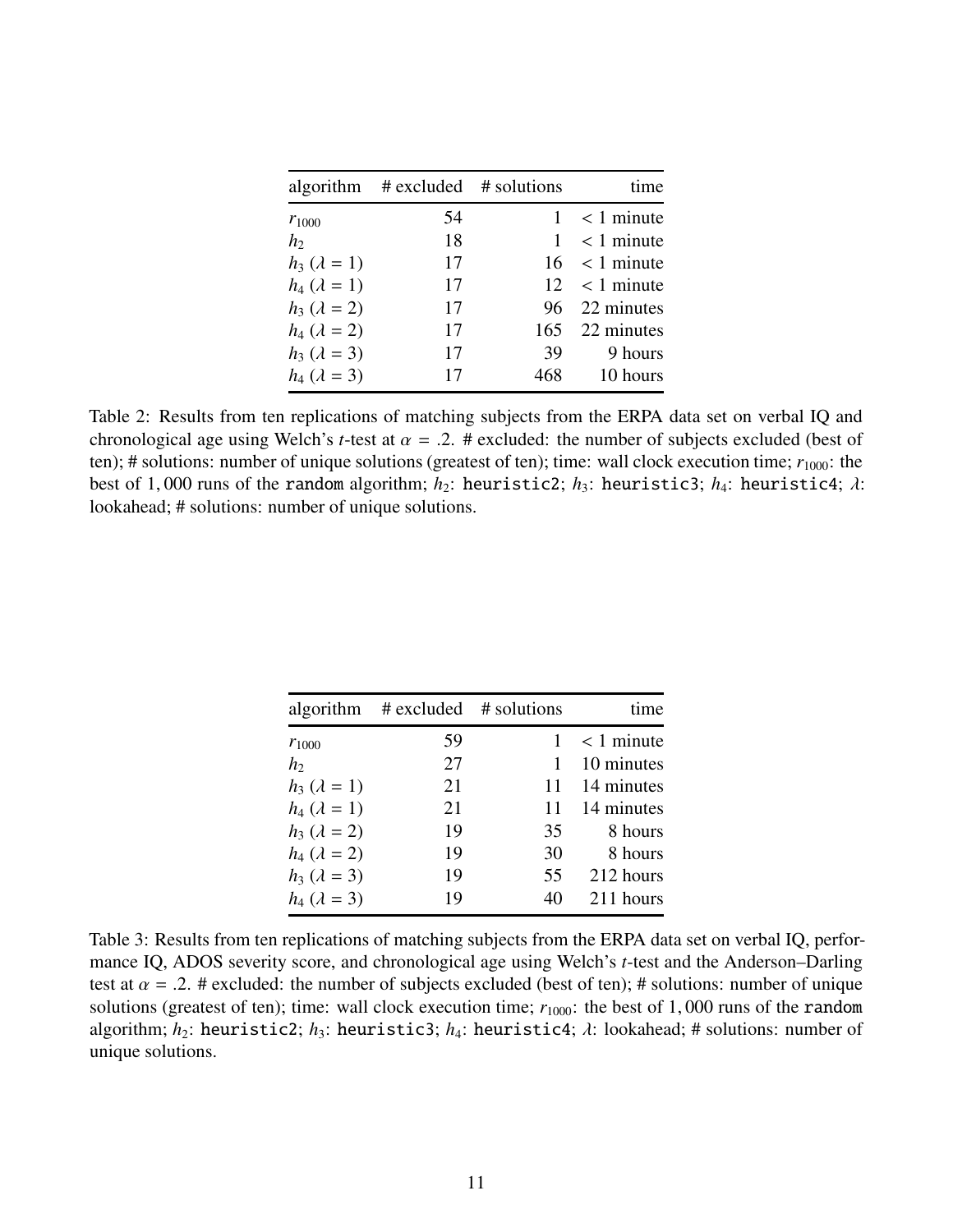| algorithm | # excluded | # solutions | time |
|---|---|---|---|
| $r_{1000}$ | 54 | 1 | < 1 minute |
| $h_2$ | 18 | 1 | < 1 minute |
| $h_3$ ($\lambda = 1$) | 17 | 16 | < 1 minute |
| $h_4$ ($\lambda = 1$) | 17 | 12 | < 1 minute |
| $h_3$ ($\lambda = 2$) | 17 | 96 | 22 minutes |
| $h_4$ ($\lambda = 2$) | 17 | 165 | 22 minutes |
| $h_3$ ($\lambda = 3$) | 17 | 39 | 9 hours |
| $h_4$ ($\lambda = 3$) | 17 | 468 | 10 hours |

Table 2: Results from ten replications of matching subjects from the ERPA data set on verbal IQ and chronological age using Welch's $t$-test at $\alpha = .2$. # excluded: the number of subjects excluded (best of ten); # solutions: number of unique solutions (greatest of ten); time: wall clock execution time; $r_{1000}$: the best of 1,000 runs of the `random` algorithm; $h_2$: `heuristic2`; $h_3$: `heuristic3`; $h_4$: `heuristic4`; $\lambda$: lookahead; # solutions: number of unique solutions.

| algorithm | # excluded | # solutions | time |
|---|---|---|---|
| $r_{1000}$ | 59 | 1 | < 1 minute |
| $h_2$ | 27 | 1 | 10 minutes |
| $h_3$ ($\lambda = 1$) | 21 | 11 | 14 minutes |
| $h_4$ ($\lambda = 1$) | 21 | 11 | 14 minutes |
| $h_3$ ($\lambda = 2$) | 19 | 35 | 8 hours |
| $h_4$ ($\lambda = 2$) | 19 | 30 | 8 hours |
| $h_3$ ($\lambda = 3$) | 19 | 55 | 212 hours |
| $h_4$ ($\lambda = 3$) | 19 | 40 | 211 hours |

Table 3: Results from ten replications of matching subjects from the ERPA data set on verbal IQ, performance IQ, ADOS severity score, and chronological age using Welch's $t$-test and the Anderson–Darling test at $\alpha = .2$. # excluded: the number of subjects excluded (best of ten); # solutions: number of unique solutions (greatest of ten); time: wall clock execution time; $r_{1000}$: the best of 1,000 runs of the `random` algorithm; $h_2$: `heuristic2`; $h_3$: `heuristic3`; $h_4$: `heuristic4`; $\lambda$: lookahead; # solutions: number of unique solutions.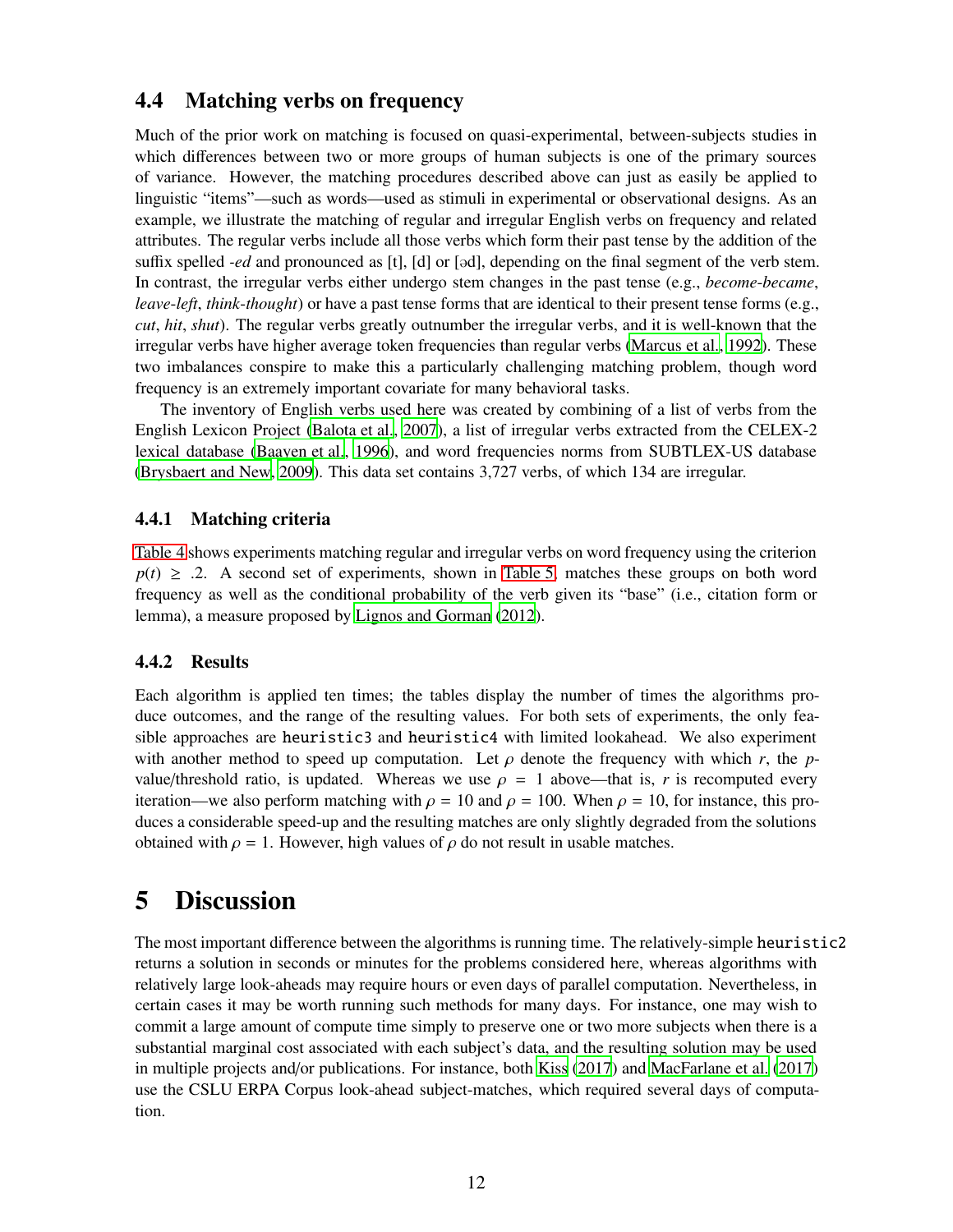### 4.4 Matching verbs on frequency

Much of the prior work on matching is focused on quasi-experimental, between-subjects studies in which differences between two or more groups of human subjects is one of the primary sources of variance. However, the matching procedures described above can just as easily be applied to linguistic "items"—such as words—used as stimuli in experimental or observational designs. As an example, we illustrate the matching of regular and irregular English verbs on frequency and related attributes. The regular verbs include all those verbs which form their past tense by the addition of the suffix spelled *-ed* and pronounced as [t], [d] or [əd], depending on the final segment of the verb stem. In contrast, the irregular verbs either undergo stem changes in the past tense (e.g., *become-became*, *leave-left*, *think-thought*) or have a past tense forms that are identical to their present tense forms (e.g., *cut*, *hit*, *shut*). The regular verbs greatly outnumber the irregular verbs, and it is well-known that the irregular verbs have higher average token frequencies than regular verbs (Marcus et al., 1992). These two imbalances conspire to make this a particularly challenging matching problem, though word frequency is an extremely important covariate for many behavioral tasks.

The inventory of English verbs used here was created by combining of a list of verbs from the English Lexicon Project (Balota et al., 2007), a list of irregular verbs extracted from the CELEX-2 lexical database (Baayen et al., 1996), and word frequencies norms from SUBTLEX-US database (Brysbaert and New, 2009). This data set contains 3,727 verbs, of which 134 are irregular.

#### 4.4.1 Matching criteria

Table 4 shows experiments matching regular and irregular verbs on word frequency using the criterion $p(t) \geq .2$. A second set of experiments, shown in Table 5, matches these groups on both word frequency as well as the conditional probability of the verb given its "base" (i.e., citation form or lemma), a measure proposed by Lignos and Gorman (2012).

#### 4.4.2 Results

Each algorithm is applied ten times; the tables display the number of times the algorithms produce outcomes, and the range of the resulting values. For both sets of experiments, the only feasible approaches are heuristic3 and heuristic4 with limited lookahead. We also experiment with another method to speed up computation. Let $\rho$ denote the frequency with which $r$, the $p$-value/threshold ratio, is updated. Whereas we use $\rho = 1$ above—that is, $r$ is recomputed every iteration—we also perform matching with $\rho = 10$ and $\rho = 100$. When $\rho = 10$, for instance, this produces a considerable speed-up and the resulting matches are only slightly degraded from the solutions obtained with $\rho = 1$. However, high values of $\rho$ do not result in usable matches.

## 5 Discussion

The most important difference between the algorithms is running time. The relatively-simple heuristic2 returns a solution in seconds or minutes for the problems considered here, whereas algorithms with relatively large look-aheads may require hours or even days of parallel computation. Nevertheless, in certain cases it may be worth running such methods for many days. For instance, one may wish to commit a large amount of compute time simply to preserve one or two more subjects when there is a substantial marginal cost associated with each subject's data, and the resulting solution may be used in multiple projects and/or publications. For instance, both Kiss (2017) and MacFarlane et al. (2017) use the CSLU ERPA Corpus look-ahead subject-matches, which required several days of computation.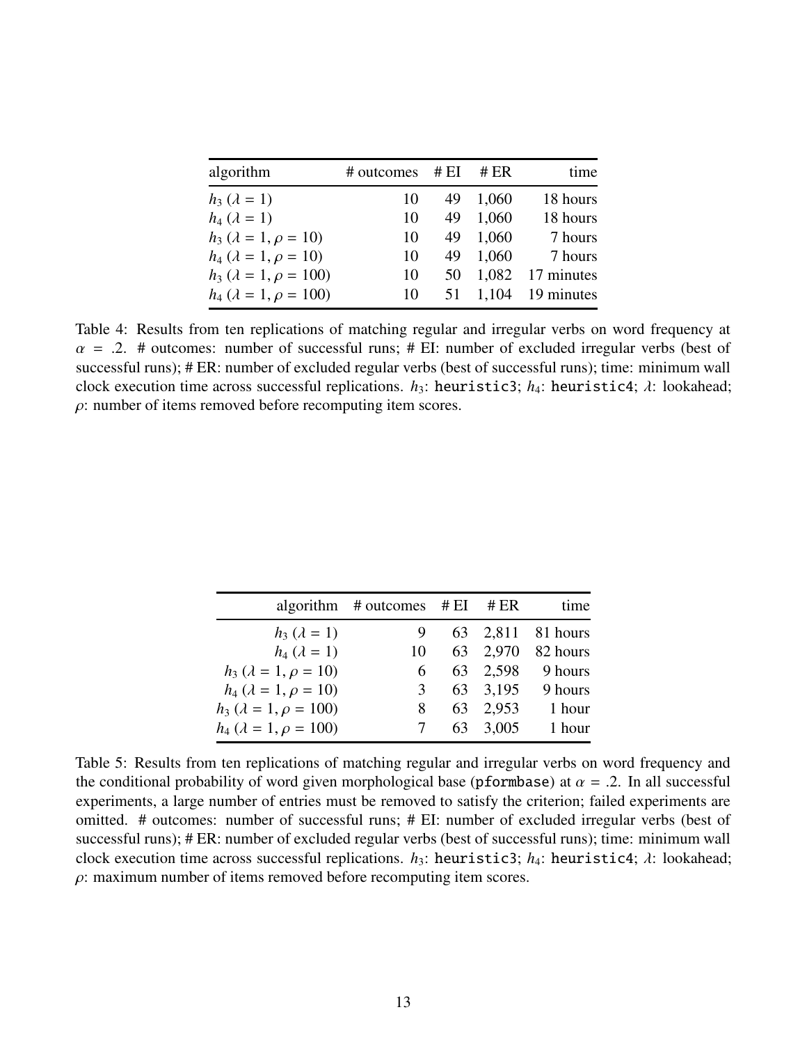| algorithm | # outcomes | # EI | # ER | time |
|---|---|---|---|---|
| $h_3$ ($\lambda = 1$) | 10 | 49 | 1,060 | 18 hours |
| $h_4$ ($\lambda = 1$) | 10 | 49 | 1,060 | 18 hours |
| $h_3$ ($\lambda = 1, \rho = 10$) | 10 | 49 | 1,060 | 7 hours |
| $h_4$ ($\lambda = 1, \rho = 10$) | 10 | 49 | 1,060 | 7 hours |
| $h_3$ ($\lambda = 1, \rho = 100$) | 10 | 50 | 1,082 | 17 minutes |
| $h_4$ ($\lambda = 1, \rho = 100$) | 10 | 51 | 1,104 | 19 minutes |

Table 4: Results from ten replications of matching regular and irregular verbs on word frequency at $\alpha = .2$. # outcomes: number of successful runs; # EI: number of excluded irregular verbs (best of successful runs); # ER: number of excluded regular verbs (best of successful runs); time: minimum wall clock execution time across successful replications. $h_3$: `heuristic3`; $h_4$: `heuristic4`; $\lambda$: lookahead; $\rho$: number of items removed before recomputing item scores.

| algorithm | # outcomes | # EI | # ER | time |
|---|---|---|---|---|
| $h_3$ ($\lambda = 1$) | 9 | 63 | 2,811 | 81 hours |
| $h_4$ ($\lambda = 1$) | 10 | 63 | 2,970 | 82 hours |
| $h_3$ ($\lambda = 1, \rho = 10$) | 6 | 63 | 2,598 | 9 hours |
| $h_4$ ($\lambda = 1, \rho = 10$) | 3 | 63 | 3,195 | 9 hours |
| $h_3$ ($\lambda = 1, \rho = 100$) | 8 | 63 | 2,953 | 1 hour |
| $h_4$ ($\lambda = 1, \rho = 100$) | 7 | 63 | 3,005 | 1 hour |

Table 5: Results from ten replications of matching regular and irregular verbs on word frequency and the conditional probability of word given morphological base (`pformbase`) at $\alpha = .2$. In all successful experiments, a large number of entries must be removed to satisfy the criterion; failed experiments are omitted. # outcomes: number of successful runs; # EI: number of excluded irregular verbs (best of successful runs); # ER: number of excluded regular verbs (best of successful runs); time: minimum wall clock execution time across successful replications. $h_3$: `heuristic3`; $h_4$: `heuristic4`; $\lambda$: lookahead; $\rho$: maximum number of items removed before recomputing item scores.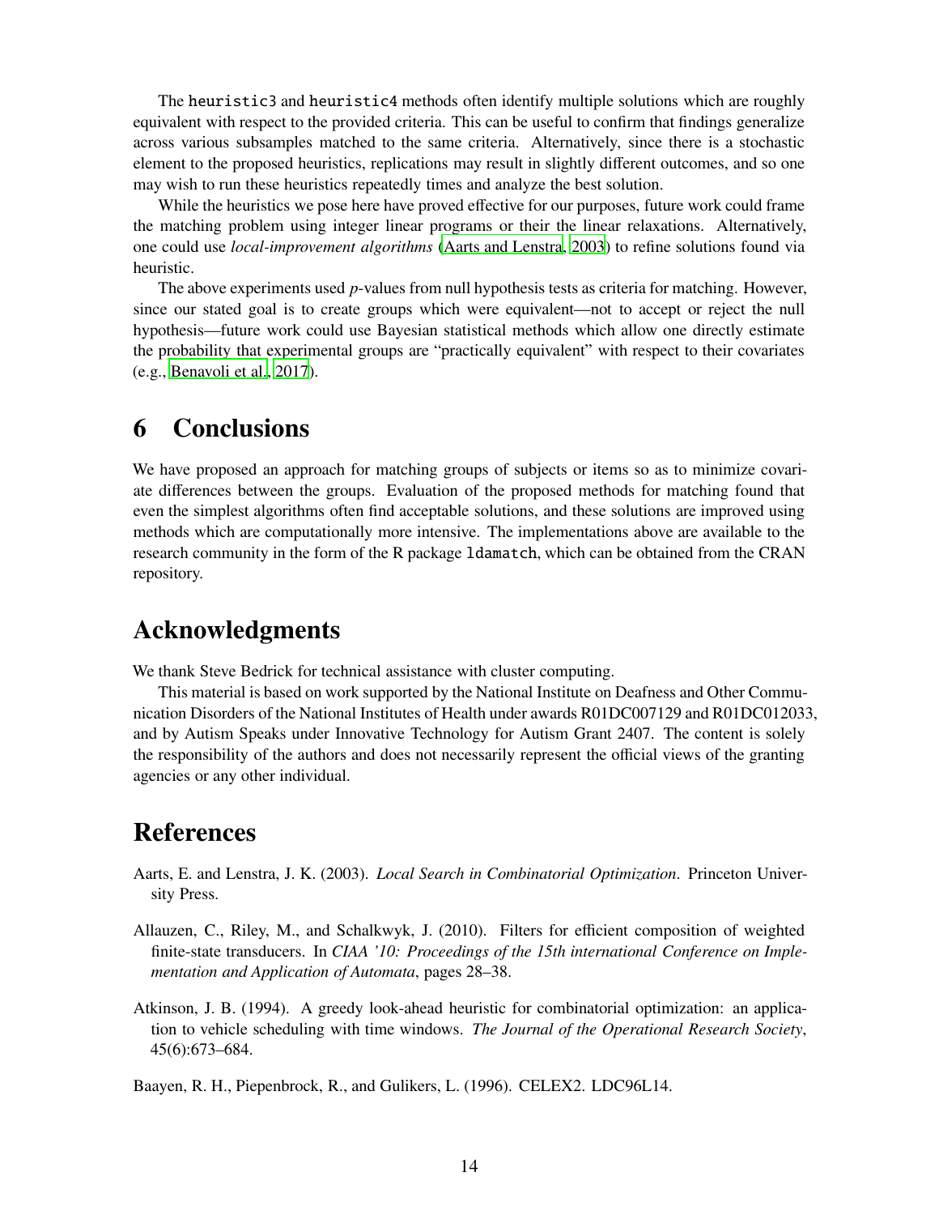The heuristic3 and heuristic4 methods often identify multiple solutions which are roughly equivalent with respect to the provided criteria. This can be useful to confirm that findings generalize across various subsamples matched to the same criteria. Alternatively, since there is a stochastic element to the proposed heuristics, replications may result in slightly different outcomes, and so one may wish to run these heuristics repeatedly times and analyze the best solution.

While the heuristics we pose here have proved effective for our purposes, future work could frame the matching problem using integer linear programs or their the linear relaxations. Alternatively, one could use *local-improvement algorithms* (Aarts and Lenstra, 2003) to refine solutions found via heuristic.

The above experiments used *p*-values from null hypothesis tests as criteria for matching. However, since our stated goal is to create groups which were equivalent—not to accept or reject the null hypothesis—future work could use Bayesian statistical methods which allow one directly estimate the probability that experimental groups are "practically equivalent" with respect to their covariates (e.g., Benavoli et al., 2017).

# 6 Conclusions

We have proposed an approach for matching groups of subjects or items so as to minimize covariate differences between the groups. Evaluation of the proposed methods for matching found that even the simplest algorithms often find acceptable solutions, and these solutions are improved using methods which are computationally more intensive. The implementations above are available to the research community in the form of the R package ldamatch, which can be obtained from the CRAN repository.

# Acknowledgments

We thank Steve Bedrick for technical assistance with cluster computing.

This material is based on work supported by the National Institute on Deafness and Other Communication Disorders of the National Institutes of Health under awards R01DC007129 and R01DC012033, and by Autism Speaks under Innovative Technology for Autism Grant 2407. The content is solely the responsibility of the authors and does not necessarily represent the official views of the granting agencies or any other individual.

# References

Aarts, E. and Lenstra, J. K. (2003). *Local Search in Combinatorial Optimization*. Princeton University Press.

Allauzen, C., Riley, M., and Schalkwyk, J. (2010). Filters for efficient composition of weighted finite-state transducers. In *CIAA '10: Proceedings of the 15th international Conference on Implementation and Application of Automata*, pages 28–38.

Atkinson, J. B. (1994). A greedy look-ahead heuristic for combinatorial optimization: an application to vehicle scheduling with time windows. *The Journal of the Operational Research Society*, 45(6):673–684.

Baayen, R. H., Piepenbrock, R., and Gulikers, L. (1996). CELEX2. LDC96L14.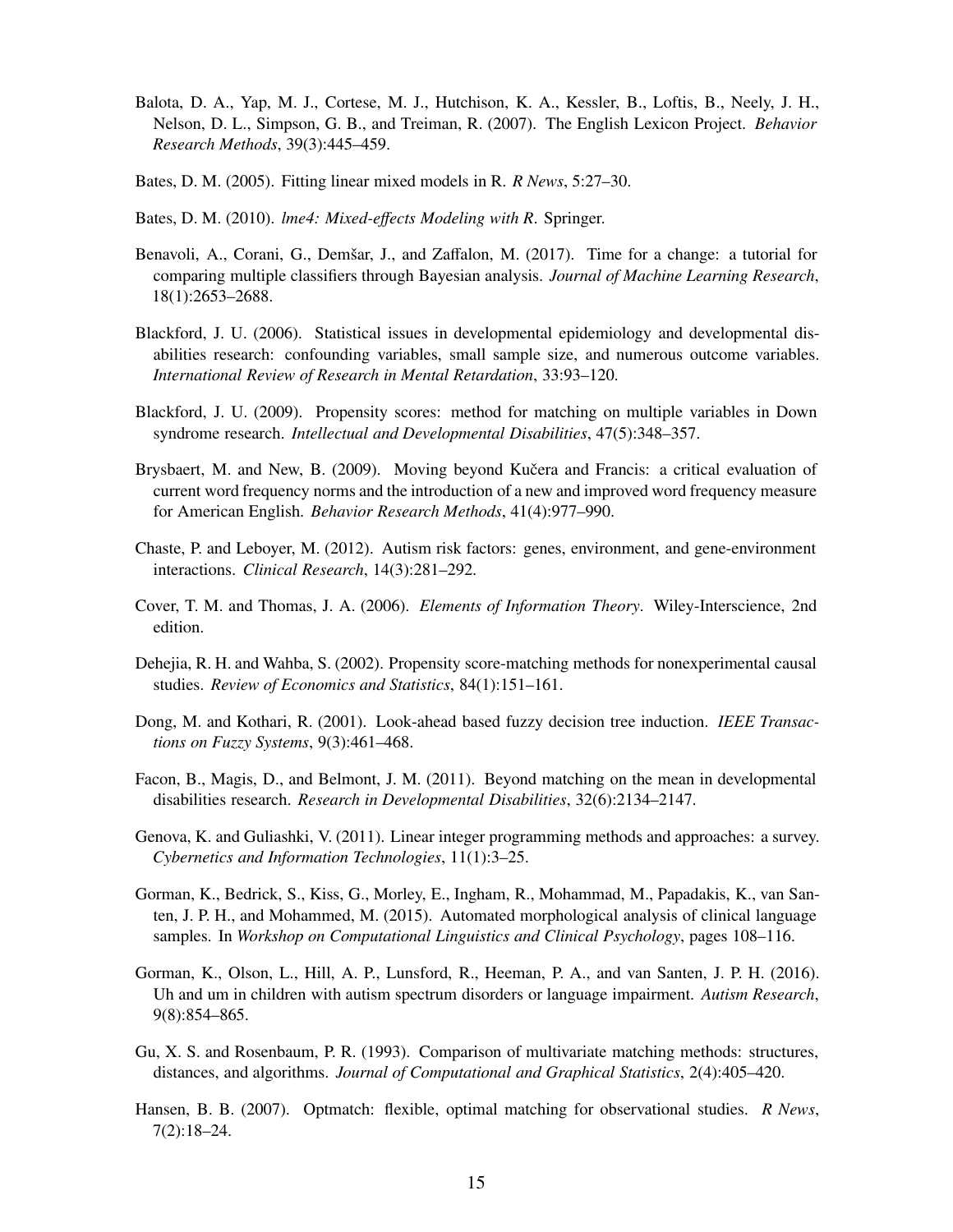Balota, D. A., Yap, M. J., Cortese, M. J., Hutchison, K. A., Kessler, B., Loftis, B., Neely, J. H., Nelson, D. L., Simpson, G. B., and Treiman, R. (2007). The English Lexicon Project. *Behavior Research Methods*, 39(3):445–459.

Bates, D. M. (2005). Fitting linear mixed models in R. *R News*, 5:27–30.

Bates, D. M. (2010). *lme4: Mixed-effects Modeling with R*. Springer.

Benavoli, A., Corani, G., Demšar, J., and Zaffalon, M. (2017). Time for a change: a tutorial for comparing multiple classifiers through Bayesian analysis. *Journal of Machine Learning Research*, 18(1):2653–2688.

Blackford, J. U. (2006). Statistical issues in developmental epidemiology and developmental disabilities research: confounding variables, small sample size, and numerous outcome variables. *International Review of Research in Mental Retardation*, 33:93–120.

Blackford, J. U. (2009). Propensity scores: method for matching on multiple variables in Down syndrome research. *Intellectual and Developmental Disabilities*, 47(5):348–357.

Brysbaert, M. and New, B. (2009). Moving beyond Kučera and Francis: a critical evaluation of current word frequency norms and the introduction of a new and improved word frequency measure for American English. *Behavior Research Methods*, 41(4):977–990.

Chaste, P. and Leboyer, M. (2012). Autism risk factors: genes, environment, and gene-environment interactions. *Clinical Research*, 14(3):281–292.

Cover, T. M. and Thomas, J. A. (2006). *Elements of Information Theory*. Wiley-Interscience, 2nd edition.

Dehejia, R. H. and Wahba, S. (2002). Propensity score-matching methods for nonexperimental causal studies. *Review of Economics and Statistics*, 84(1):151–161.

Dong, M. and Kothari, R. (2001). Look-ahead based fuzzy decision tree induction. *IEEE Transactions on Fuzzy Systems*, 9(3):461–468.

Facon, B., Magis, D., and Belmont, J. M. (2011). Beyond matching on the mean in developmental disabilities research. *Research in Developmental Disabilities*, 32(6):2134–2147.

Genova, K. and Guliashki, V. (2011). Linear integer programming methods and approaches: a survey. *Cybernetics and Information Technologies*, 11(1):3–25.

Gorman, K., Bedrick, S., Kiss, G., Morley, E., Ingham, R., Mohammad, M., Papadakis, K., van Santen, J. P. H., and Mohammed, M. (2015). Automated morphological analysis of clinical language samples. In *Workshop on Computational Linguistics and Clinical Psychology*, pages 108–116.

Gorman, K., Olson, L., Hill, A. P., Lunsford, R., Heeman, P. A., and van Santen, J. P. H. (2016). Uh and um in children with autism spectrum disorders or language impairment. *Autism Research*, 9(8):854–865.

Gu, X. S. and Rosenbaum, P. R. (1993). Comparison of multivariate matching methods: structures, distances, and algorithms. *Journal of Computational and Graphical Statistics*, 2(4):405–420.

Hansen, B. B. (2007). Optmatch: flexible, optimal matching for observational studies. *R News*, 7(2):18–24.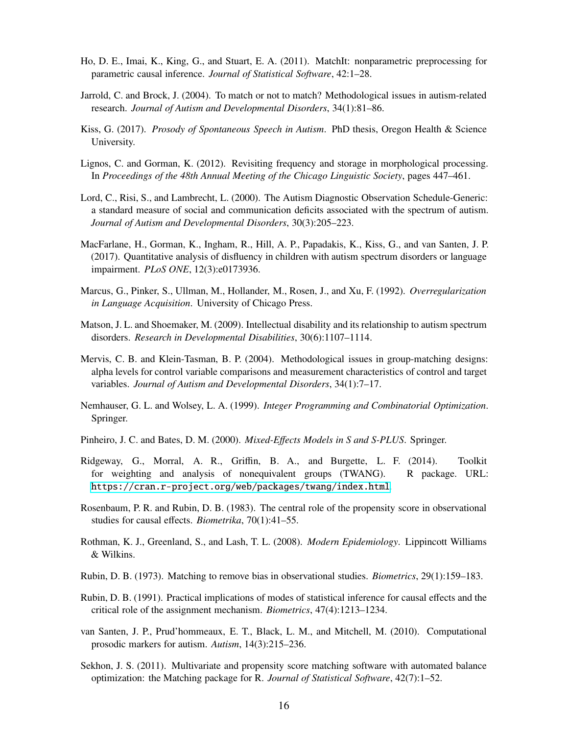Ho, D. E., Imai, K., King, G., and Stuart, E. A. (2011). MatchIt: nonparametric preprocessing for parametric causal inference. *Journal of Statistical Software*, 42:1–28.

Jarrold, C. and Brock, J. (2004). To match or not to match? Methodological issues in autism-related research. *Journal of Autism and Developmental Disorders*, 34(1):81–86.

Kiss, G. (2017). *Prosody of Spontaneous Speech in Autism*. PhD thesis, Oregon Health & Science University.

Lignos, C. and Gorman, K. (2012). Revisiting frequency and storage in morphological processing. In *Proceedings of the 48th Annual Meeting of the Chicago Linguistic Society*, pages 447–461.

Lord, C., Risi, S., and Lambrecht, L. (2000). The Autism Diagnostic Observation Schedule-Generic: a standard measure of social and communication deficits associated with the spectrum of autism. *Journal of Autism and Developmental Disorders*, 30(3):205–223.

MacFarlane, H., Gorman, K., Ingham, R., Hill, A. P., Papadakis, K., Kiss, G., and van Santen, J. P. (2017). Quantitative analysis of disfluency in children with autism spectrum disorders or language impairment. *PLoS ONE*, 12(3):e0173936.

Marcus, G., Pinker, S., Ullman, M., Hollander, M., Rosen, J., and Xu, F. (1992). *Overregularization in Language Acquisition*. University of Chicago Press.

Matson, J. L. and Shoemaker, M. (2009). Intellectual disability and its relationship to autism spectrum disorders. *Research in Developmental Disabilities*, 30(6):1107–1114.

Mervis, C. B. and Klein-Tasman, B. P. (2004). Methodological issues in group-matching designs: alpha levels for control variable comparisons and measurement characteristics of control and target variables. *Journal of Autism and Developmental Disorders*, 34(1):7–17.

Nemhauser, G. L. and Wolsey, L. A. (1999). *Integer Programming and Combinatorial Optimization*. Springer.

Pinheiro, J. C. and Bates, D. M. (2000). *Mixed-Effects Models in S and S-PLUS*. Springer.

Ridgeway, G., Morral, A. R., Griffin, B. A., and Burgette, L. F. (2014). Toolkit for weighting and analysis of nonequivalent groups (TWANG). R package. URL: https://cran.r-project.org/web/packages/twang/index.html.

Rosenbaum, P. R. and Rubin, D. B. (1983). The central role of the propensity score in observational studies for causal effects. *Biometrika*, 70(1):41–55.

Rothman, K. J., Greenland, S., and Lash, T. L. (2008). *Modern Epidemiology*. Lippincott Williams & Wilkins.

Rubin, D. B. (1973). Matching to remove bias in observational studies. *Biometrics*, 29(1):159–183.

Rubin, D. B. (1991). Practical implications of modes of statistical inference for causal effects and the critical role of the assignment mechanism. *Biometrics*, 47(4):1213–1234.

van Santen, J. P., Prud'hommeaux, E. T., Black, L. M., and Mitchell, M. (2010). Computational prosodic markers for autism. *Autism*, 14(3):215–236.

Sekhon, J. S. (2011). Multivariate and propensity score matching software with automated balance optimization: the Matching package for R. *Journal of Statistical Software*, 42(7):1–52.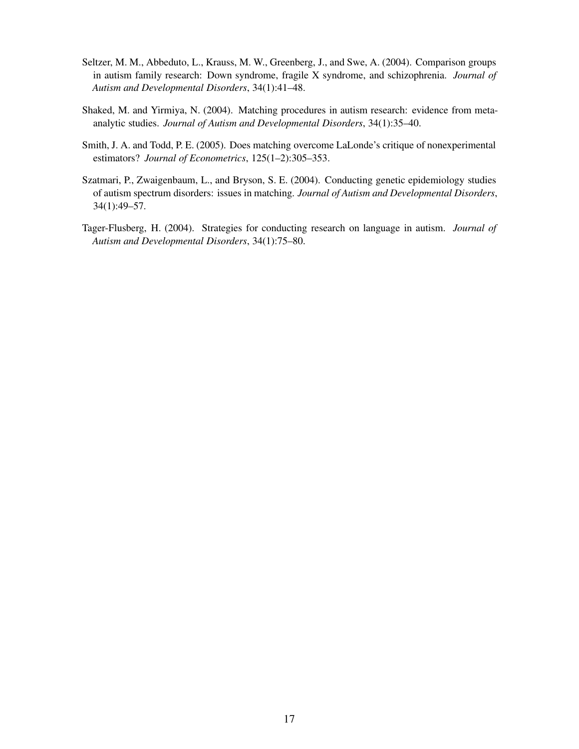Seltzer, M. M., Abbeduto, L., Krauss, M. W., Greenberg, J., and Swe, A. (2004). Comparison groups in autism family research: Down syndrome, fragile X syndrome, and schizophrenia. *Journal of Autism and Developmental Disorders*, 34(1):41–48.

Shaked, M. and Yirmiya, N. (2004). Matching procedures in autism research: evidence from meta-analytic studies. *Journal of Autism and Developmental Disorders*, 34(1):35–40.

Smith, J. A. and Todd, P. E. (2005). Does matching overcome LaLonde's critique of nonexperimental estimators? *Journal of Econometrics*, 125(1–2):305–353.

Szatmari, P., Zwaigenbaum, L., and Bryson, S. E. (2004). Conducting genetic epidemiology studies of autism spectrum disorders: issues in matching. *Journal of Autism and Developmental Disorders*, 34(1):49–57.

Tager-Flusberg, H. (2004). Strategies for conducting research on language in autism. *Journal of Autism and Developmental Disorders*, 34(1):75–80.